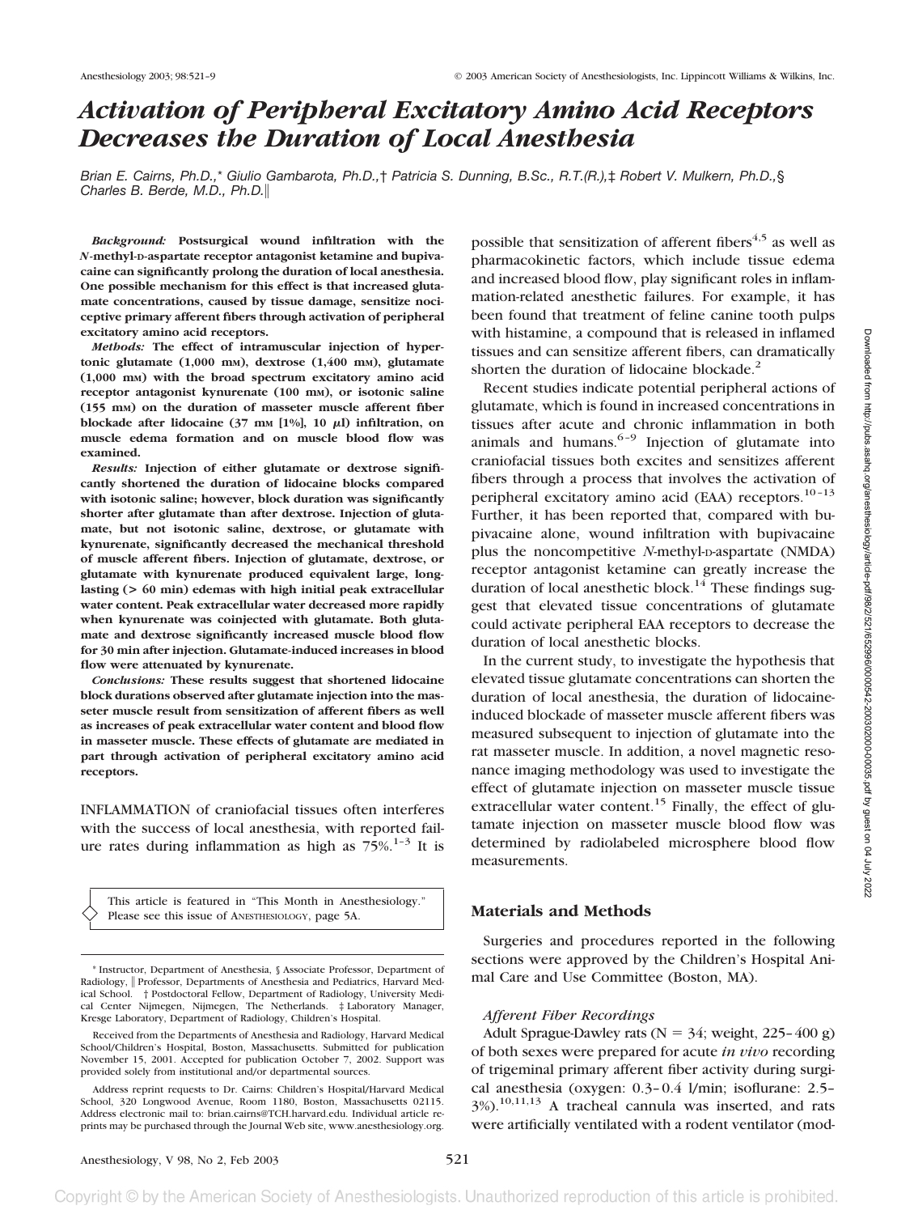# Activation of Peripheral Excitatory Amino Acid Receptors Decreases the Duration of Local Anesthesia

*Brian E. Cairns, Ph.D.,\* Giulio Gambarota, Ph.D.,† Patricia S. Dunning, B.Sc., R.T.(R.),‡ Robert V. Mulkern, Ph.D.,§ Charles B. Berde, M.D., Ph.D.‖*

***Background:*** **Postsurgical wound infiltration with the *N*-methyl-D-aspartate receptor antagonist ketamine and bupivacaine can significantly prolong the duration of local anesthesia. One possible mechanism for this effect is that increased glutamate concentrations, caused by tissue damage, sensitize nociceptive primary afferent fibers through activation of peripheral excitatory amino acid receptors.**

***Methods:*** **The effect of intramuscular injection of hypertonic glutamate (1,000 mM), dextrose (1,400 mM), glutamate (1,000 mM) with the broad spectrum excitatory amino acid receptor antagonist kynurenate (100 mM), or isotonic saline (155 mM) on the duration of masseter muscle afferent fiber blockade after lidocaine (37 mM [1%], 10 μl) infiltration, on muscle edema formation and on muscle blood flow was examined.**

***Results:*** **Injection of either glutamate or dextrose significantly shortened the duration of lidocaine blocks compared with isotonic saline; however, block duration was significantly shorter after glutamate than after dextrose. Injection of glutamate, but not isotonic saline, dextrose, or glutamate with kynurenate, significantly decreased the mechanical threshold of muscle afferent fibers. Injection of glutamate, dextrose, or glutamate with kynurenate produced equivalent large, long-lasting (> 60 min) edemas with high initial peak extracellular water content. Peak extracellular water decreased more rapidly when kynurenate was coinjected with glutamate. Both glutamate and dextrose significantly increased muscle blood flow for 30 min after injection. Glutamate-induced increases in blood flow were attenuated by kynurenate.**

***Conclusions:*** **These results suggest that shortened lidocaine block durations observed after glutamate injection into the masseter muscle result from sensitization of afferent fibers as well as increases of peak extracellular water content and blood flow in masseter muscle. These effects of glutamate are mediated in part through activation of peripheral excitatory amino acid receptors.**

INFLAMMATION of craniofacial tissues often interferes with the success of local anesthesia, with reported failure rates during inflammation as high as 75%.[1–3] It is possible that sensitization of afferent fibers[4,5] as well as pharmacokinetic factors, which include tissue edema and increased blood flow, play significant roles in inflammation-related anesthetic failures. For example, it has been found that treatment of feline canine tooth pulps with histamine, a compound that is released in inflamed tissues and can sensitize afferent fibers, can dramatically shorten the duration of lidocaine blockade.[2]

Recent studies indicate potential peripheral actions of glutamate, which is found in increased concentrations in tissues after acute and chronic inflammation in both animals and humans.[6–9] Injection of glutamate into craniofacial tissues both excites and sensitizes afferent fibers through a process that involves the activation of peripheral excitatory amino acid (EAA) receptors.[10–13] Further, it has been reported that, compared with bupivacaine alone, wound infiltration with bupivacaine plus the noncompetitive *N*-methyl-D-aspartate (NMDA) receptor antagonist ketamine can greatly increase the duration of local anesthetic block.[14] These findings suggest that elevated tissue concentrations of glutamate could activate peripheral EAA receptors to decrease the duration of local anesthetic blocks.

In the current study, to investigate the hypothesis that elevated tissue glutamate concentrations can shorten the duration of local anesthesia, the duration of lidocaine-induced blockade of masseter muscle afferent fibers was measured subsequent to injection of glutamate into the rat masseter muscle. In addition, a novel magnetic resonance imaging methodology was used to investigate the effect of glutamate injection on masseter muscle tissue extracellular water content.[15] Finally, the effect of glutamate injection on masseter muscle blood flow was determined by radiolabeled microsphere blood flow measurements.

This article is featured in "This Month in Anesthesiology." Please see this issue of ANESTHESIOLOGY, page 5A.

\* Instructor, Department of Anesthesia, § Associate Professor, Department of Radiology, ‖ Professor, Departments of Anesthesia and Pediatrics, Harvard Medical School. † Postdoctoral Fellow, Department of Radiology, University Medical Center Nijmegen, Nijmegen, The Netherlands. ‡ Laboratory Manager, Kresge Laboratory, Department of Radiology, Children's Hospital.

Received from the Departments of Anesthesia and Radiology, Harvard Medical School/Children's Hospital, Boston, Massachusetts. Submitted for publication November 15, 2001. Accepted for publication October 7, 2002. Support was provided solely from institutional and/or departmental sources.

Address reprint requests to Dr. Cairns: Children's Hospital/Harvard Medical School, 320 Longwood Avenue, Room 1180, Boston, Massachusetts 02115. Address electronic mail to: brian.cairns@TCH.harvard.edu. Individual article reprints may be purchased through the Journal Web site, www.anesthesiology.org.

## Materials and Methods

Surgeries and procedures reported in the following sections were approved by the Children's Hospital Animal Care and Use Committee (Boston, MA).

### *Afferent Fiber Recordings*

Adult Sprague-Dawley rats (N = 34; weight, 225–400 g) of both sexes were prepared for acute *in vivo* recording of trigeminal primary afferent fiber activity during surgical anesthesia (oxygen: 0.3–0.4 l/min; isoflurane: 2.5–3%).[10,11,13] A tracheal cannula was inserted, and rats were artificially ventilated with a rodent ventilator (mod-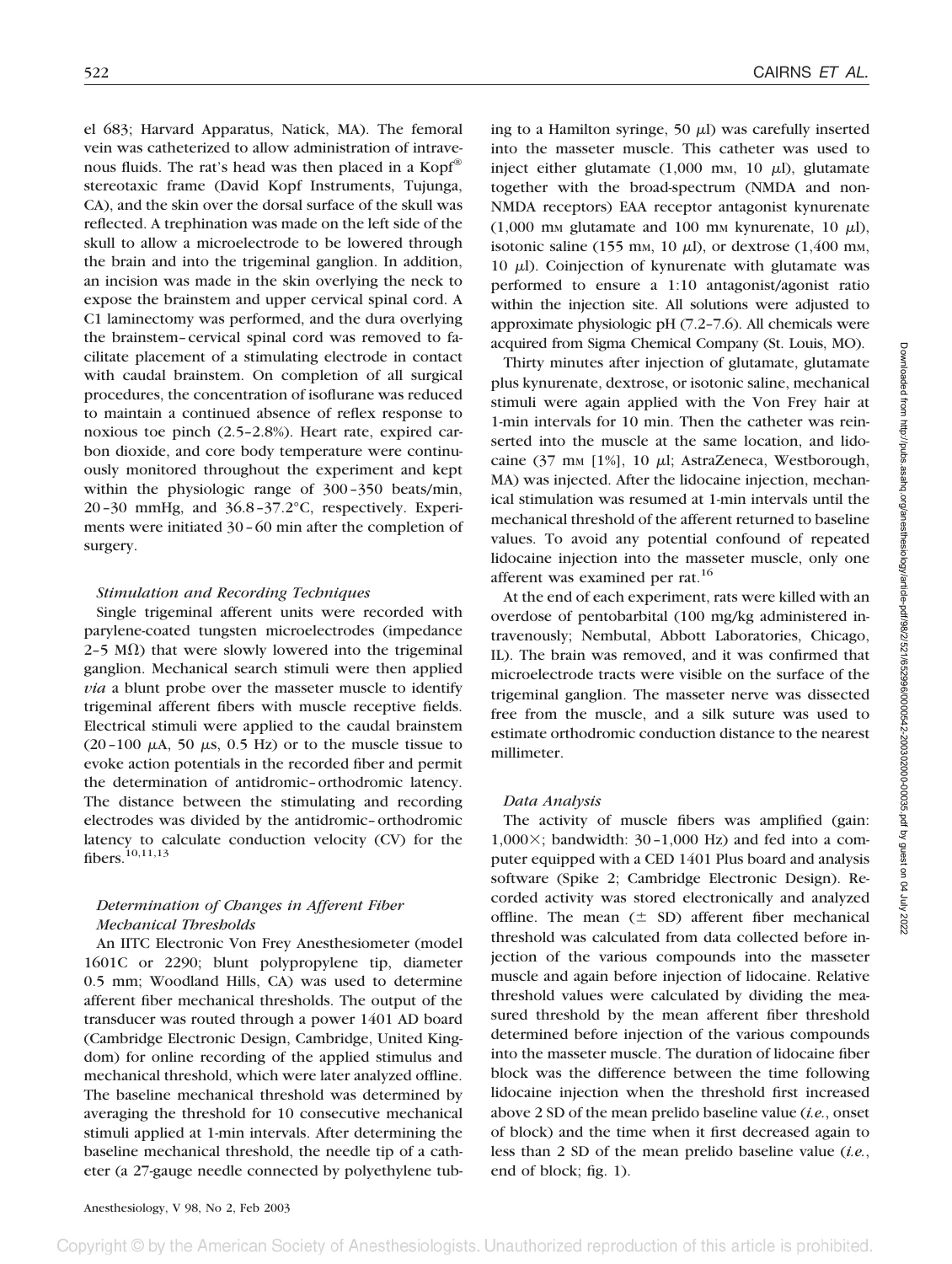el 683; Harvard Apparatus, Natick, MA). The femoral vein was catheterized to allow administration of intravenous fluids. The rat's head was then placed in a Kopf® stereotaxic frame (David Kopf Instruments, Tujunga, CA), and the skin over the dorsal surface of the skull was reflected. A trephination was made on the left side of the skull to allow a microelectrode to be lowered through the brain and into the trigeminal ganglion. In addition, an incision was made in the skin overlying the neck to expose the brainstem and upper cervical spinal cord. A C1 laminectomy was performed, and the dura overlying the brainstem–cervical spinal cord was removed to facilitate placement of a stimulating electrode in contact with caudal brainstem. On completion of all surgical procedures, the concentration of isoflurane was reduced to maintain a continued absence of reflex response to noxious toe pinch (2.5–2.8%). Heart rate, expired carbon dioxide, and core body temperature were continuously monitored throughout the experiment and kept within the physiologic range of 300–350 beats/min, 20–30 mmHg, and 36.8–37.2°C, respectively. Experiments were initiated 30–60 min after the completion of surgery.

### *Stimulation and Recording Techniques*

Single trigeminal afferent units were recorded with parylene-coated tungsten microelectrodes (impedance 2–5 MΩ) that were slowly lowered into the trigeminal ganglion. Mechanical search stimuli were then applied *via* a blunt probe over the masseter muscle to identify trigeminal afferent fibers with muscle receptive fields. Electrical stimuli were applied to the caudal brainstem (20–100 μA, 50 μs, 0.5 Hz) or to the muscle tissue to evoke action potentials in the recorded fiber and permit the determination of antidromic–orthodromic latency. The distance between the stimulating and recording electrodes was divided by the antidromic–orthodromic latency to calculate conduction velocity (CV) for the fibers.[10,11,13]

### *Determination of Changes in Afferent Fiber Mechanical Thresholds*

An IITC Electronic Von Frey Anesthesiometer (model 1601C or 2290; blunt polypropylene tip, diameter 0.5 mm; Woodland Hills, CA) was used to determine afferent fiber mechanical thresholds. The output of the transducer was routed through a power 1401 AD board (Cambridge Electronic Design, Cambridge, United Kingdom) for online recording of the applied stimulus and mechanical threshold, which were later analyzed offline. The baseline mechanical threshold was determined by averaging the threshold for 10 consecutive mechanical stimuli applied at 1-min intervals. After determining the baseline mechanical threshold, the needle tip of a catheter (a 27-gauge needle connected by polyethylene tubing to a Hamilton syringe, 50 μl) was carefully inserted into the masseter muscle. This catheter was used to inject either glutamate (1,000 mM, 10 μl), glutamate together with the broad-spectrum (NMDA and non-NMDA receptors) EAA receptor antagonist kynurenate (1,000 mM glutamate and 100 mM kynurenate, 10 μl), isotonic saline (155 mM, 10 μl), or dextrose (1,400 mM, 10 μl). Coinjection of kynurenate with glutamate was performed to ensure a 1:10 antagonist/agonist ratio within the injection site. All solutions were adjusted to approximate physiologic pH (7.2–7.6). All chemicals were acquired from Sigma Chemical Company (St. Louis, MO).

Thirty minutes after injection of glutamate, glutamate plus kynurenate, dextrose, or isotonic saline, mechanical stimuli were again applied with the Von Frey hair at 1-min intervals for 10 min. Then the catheter was reinserted into the muscle at the same location, and lidocaine (37 mM [1%], 10 μl; AstraZeneca, Westborough, MA) was injected. After the lidocaine injection, mechanical stimulation was resumed at 1-min intervals until the mechanical threshold of the afferent returned to baseline values. To avoid any potential confound of repeated lidocaine injection into the masseter muscle, only one afferent was examined per rat.[16]

At the end of each experiment, rats were killed with an overdose of pentobarbital (100 mg/kg administered intravenously; Nembutal, Abbott Laboratories, Chicago, IL). The brain was removed, and it was confirmed that microelectrode tracts were visible on the surface of the trigeminal ganglion. The masseter nerve was dissected free from the muscle, and a silk suture was used to estimate orthodromic conduction distance to the nearest millimeter.

### *Data Analysis*

The activity of muscle fibers was amplified (gain: 1,000×; bandwidth: 30–1,000 Hz) and fed into a computer equipped with a CED 1401 Plus board and analysis software (Spike 2; Cambridge Electronic Design). Recorded activity was stored electronically and analyzed offline. The mean (± SD) afferent fiber mechanical threshold was calculated from data collected before injection of the various compounds into the masseter muscle and again before injection of lidocaine. Relative threshold values were calculated by dividing the measured threshold by the mean afferent fiber threshold determined before injection of the various compounds into the masseter muscle. The duration of lidocaine fiber block was the difference between the time following lidocaine injection when the threshold first increased above 2 SD of the mean prelido baseline value (*i.e.*, onset of block) and the time when it first decreased again to less than 2 SD of the mean prelido baseline value (*i.e.*, end of block; fig. 1).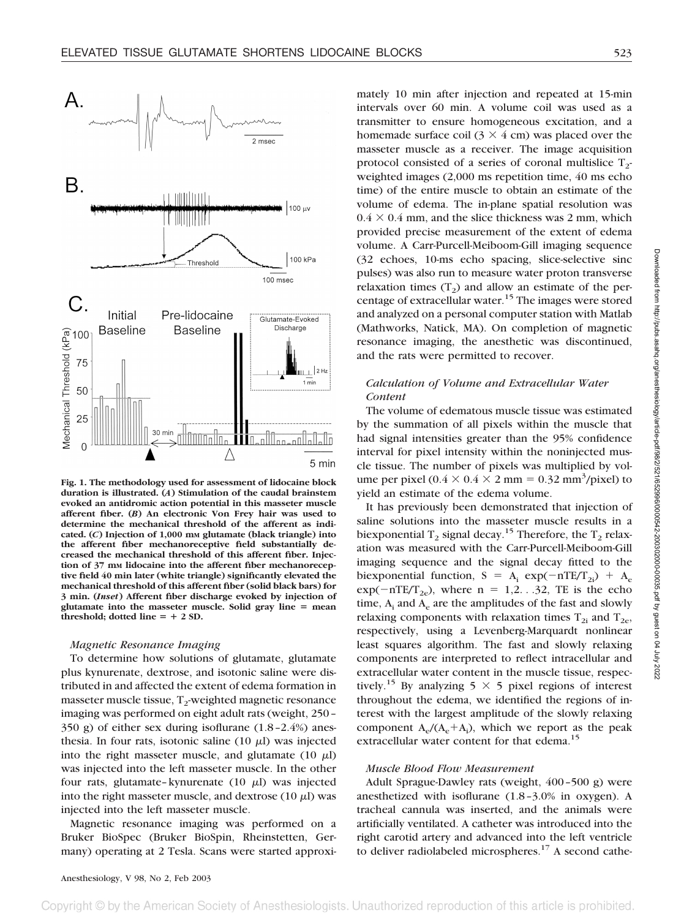**Fig. 1. The methodology used for assessment of lidocaine block duration is illustrated. (*A*) Stimulation of the caudal brainstem evoked an antidromic action potential in this masseter muscle afferent fiber. (*B*) An electronic Von Frey hair was used to determine the mechanical threshold of the afferent as indicated. (*C*) Injection of 1,000 mM glutamate (black triangle) into the afferent fiber mechanoreceptive field substantially decreased the mechanical threshold of this afferent fiber. Injection of 37 mM lidocaine into the afferent fiber mechanoreceptive field 40 min later (white triangle) significantly elevated the mechanical threshold of this afferent fiber (solid black bars) for 3 min. (*Inset*) Afferent fiber discharge evoked by injection of glutamate into the masseter muscle. Solid gray line = mean threshold; dotted line = + 2 SD.**

### *Magnetic Resonance Imaging*

To determine how solutions of glutamate, glutamate plus kynurenate, dextrose, and isotonic saline were distributed in and affected the extent of edema formation in masseter muscle tissue, $T_2$-weighted magnetic resonance imaging was performed on eight adult rats (weight, 250–350 g) of either sex during isoflurane (1.8–2.4%) anesthesia. In four rats, isotonic saline (10 $\mu$l) was injected into the right masseter muscle, and glutamate (10 $\mu$l) was injected into the left masseter muscle. In the other four rats, glutamate–kynurenate (10 $\mu$l) was injected into the right masseter muscle, and dextrose (10 $\mu$l) was injected into the left masseter muscle.

Magnetic resonance imaging was performed on a Bruker BioSpec (Bruker BioSpin, Rheinstetten, Germany) operating at 2 Tesla. Scans were started approximately 10 min after injection and repeated at 15-min intervals over 60 min. A volume coil was used as a transmitter to ensure homogeneous excitation, and a homemade surface coil (3 × 4 cm) was placed over the masseter muscle as a receiver. The image acquisition protocol consisted of a series of coronal multislice $T_2$-weighted images (2,000 ms repetition time, 40 ms echo time) of the entire muscle to obtain an estimate of the volume of edema. The in-plane spatial resolution was 0.4 × 0.4 mm, and the slice thickness was 2 mm, which provided precise measurement of the extent of edema volume. A Carr-Purcell-Meiboom-Gill imaging sequence (32 echoes, 10-ms echo spacing, slice-selective sinc pulses) was also run to measure water proton transverse relaxation times ($T_2$) and allow an estimate of the percentage of extracellular water.[15] The images were stored and analyzed on a personal computer station with Matlab (Mathworks, Natick, MA). On completion of magnetic resonance imaging, the anesthetic was discontinued, and the rats were permitted to recover.

### *Calculation of Volume and Extracellular Water Content*

The volume of edematous muscle tissue was estimated by the summation of all pixels within the muscle that had signal intensities greater than the 95% confidence interval for pixel intensity within the noninjected muscle tissue. The number of pixels was multiplied by volume per pixel (0.4 × 0.4 × 2 mm = 0.32 mm³/pixel) to yield an estimate of the edema volume.

It has previously been demonstrated that injection of saline solutions into the masseter muscle results in a biexponential $T_2$ signal decay.[15] Therefore, the $T_2$ relaxation was measured with the Carr-Purcell-Meiboom-Gill imaging sequence and the signal decay fitted to the biexponential function, $S = A_i \exp(-nTE/T_{2i}) + A_e \exp(-nTE/T_{2e})$, where $n = 1,2...32$, TE is the echo time, $A_i$ and $A_e$ are the amplitudes of the fast and slowly relaxing components with relaxation times $T_{2i}$ and $T_{2e}$, respectively, using a Levenberg-Marquardt nonlinear least squares algorithm. The fast and slowly relaxing components are interpreted to reflect intracellular and extracellular water content in the muscle tissue, respectively.[15] By analyzing 5 × 5 pixel regions of interest throughout the edema, we identified the regions of interest with the largest amplitude of the slowly relaxing component $A_e/(A_e+A_i)$, which we report as the peak extracellular water content for that edema.[15]

### *Muscle Blood Flow Measurement*

Adult Sprague-Dawley rats (weight, 400–500 g) were anesthetized with isoflurane (1.8–3.0% in oxygen). A tracheal cannula was inserted, and the animals were artificially ventilated. A catheter was introduced into the right carotid artery and advanced into the left ventricle to deliver radiolabeled microspheres.[17] A second cathe-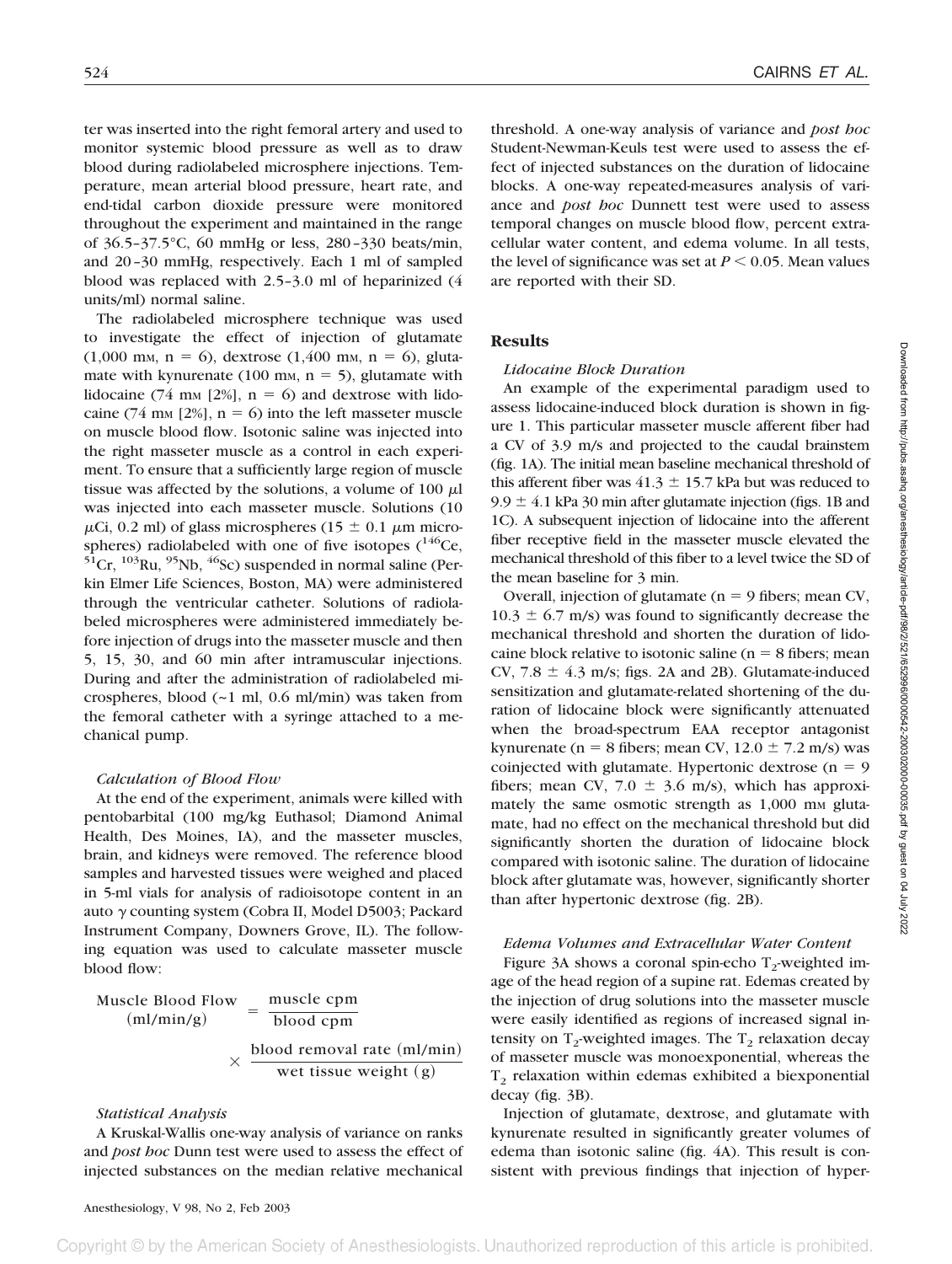ter was inserted into the right femoral artery and used to monitor systemic blood pressure as well as to draw blood during radiolabeled microsphere injections. Temperature, mean arterial blood pressure, heart rate, and end-tidal carbon dioxide pressure were monitored throughout the experiment and maintained in the range of 36.5–37.5°C, 60 mmHg or less, 280–330 beats/min, and 20–30 mmHg, respectively. Each 1 ml of sampled blood was replaced with 2.5–3.0 ml of heparinized (4 units/ml) normal saline.

The radiolabeled microsphere technique was used to investigate the effect of injection of glutamate (1,000 mM, n = 6), dextrose (1,400 mM, n = 6), glutamate with kynurenate (100 mM, n = 5), glutamate with lidocaine (74 mM [2%], n = 6) and dextrose with lidocaine (74 mM [2%], n = 6) into the left masseter muscle on muscle blood flow. Isotonic saline was injected into the right masseter muscle as a control in each experiment. To ensure that a sufficiently large region of muscle tissue was affected by the solutions, a volume of 100 $\mu$l was injected into each masseter muscle. Solutions (10 $\mu$Ci, 0.2 ml) of glass microspheres (15 ± 0.1 $\mu$m microspheres) radiolabeled with one of five isotopes ($^{146}$Ce, $^{51}$Cr, $^{103}$Ru, $^{95}$Nb, $^{46}$Sc) suspended in normal saline (Perkin Elmer Life Sciences, Boston, MA) were administered through the ventricular catheter. Solutions of radiolabeled microspheres were administered immediately before injection of drugs into the masseter muscle and then 5, 15, 30, and 60 min after intramuscular injections. During and after the administration of radiolabeled microspheres, blood (~1 ml, 0.6 ml/min) was taken from the femoral catheter with a syringe attached to a mechanical pump.

### *Calculation of Blood Flow*

At the end of the experiment, animals were killed with pentobarbital (100 mg/kg Euthasol; Diamond Animal Health, Des Moines, IA), and the masseter muscles, brain, and kidneys were removed. The reference blood samples and harvested tissues were weighed and placed in 5-ml vials for analysis of radioisotope content in an auto $\gamma$ counting system (Cobra II, Model D5003; Packard Instrument Company, Downers Grove, IL). The following equation was used to calculate masseter muscle blood flow:

$$\text{Muscle Blood Flow (ml/min/g)} = \frac{\text{muscle cpm}}{\text{blood cpm}} \times \frac{\text{blood removal rate (ml/min)}}{\text{wet tissue weight (g)}}$$

### *Statistical Analysis*

A Kruskal-Wallis one-way analysis of variance on ranks and *post hoc* Dunn test were used to assess the effect of injected substances on the median relative mechanical threshold. A one-way analysis of variance and *post hoc* Student-Newman-Keuls test were used to assess the effect of injected substances on the duration of lidocaine blocks. A one-way repeated-measures analysis of variance and *post hoc* Dunnett test were used to assess temporal changes on muscle blood flow, percent extracellular water content, and edema volume. In all tests, the level of significance was set at $P < 0.05$. Mean values are reported with their SD.

## Results

### *Lidocaine Block Duration*

An example of the experimental paradigm used to assess lidocaine-induced block duration is shown in figure 1. This particular masseter muscle afferent fiber had a CV of 3.9 m/s and projected to the caudal brainstem (fig. 1A). The initial mean baseline mechanical threshold of this afferent fiber was 41.3 ± 15.7 kPa but was reduced to 9.9 ± 4.1 kPa 30 min after glutamate injection (figs. 1B and 1C). A subsequent injection of lidocaine into the afferent fiber receptive field in the masseter muscle elevated the mechanical threshold of this fiber to a level twice the SD of the mean baseline for 3 min.

Overall, injection of glutamate (n = 9 fibers; mean CV, 10.3 ± 6.7 m/s) was found to significantly decrease the mechanical threshold and shorten the duration of lidocaine block relative to isotonic saline (n = 8 fibers; mean CV, 7.8 ± 4.3 m/s; figs. 2A and 2B). Glutamate-induced sensitization and glutamate-related shortening of the duration of lidocaine block were significantly attenuated when the broad-spectrum EAA receptor antagonist kynurenate (n = 8 fibers; mean CV, 12.0 ± 7.2 m/s) was coinjected with glutamate. Hypertonic dextrose (n = 9 fibers; mean CV, 7.0 ± 3.6 m/s), which has approximately the same osmotic strength as 1,000 mM glutamate, had no effect on the mechanical threshold but did significantly shorten the duration of lidocaine block compared with isotonic saline. The duration of lidocaine block after glutamate was, however, significantly shorter than after hypertonic dextrose (fig. 2B).

### *Edema Volumes and Extracellular Water Content*

Figure 3A shows a coronal spin-echo $T_2$-weighted image of the head region of a supine rat. Edemas created by the injection of drug solutions into the masseter muscle were easily identified as regions of increased signal intensity on $T_2$-weighted images. The $T_2$ relaxation decay of masseter muscle was monoexponential, whereas the $T_2$ relaxation within edemas exhibited a biexponential decay (fig. 3B).

Injection of glutamate, dextrose, and glutamate with kynurenate resulted in significantly greater volumes of edema than isotonic saline (fig. 4A). This result is consistent with previous findings that injection of hyper-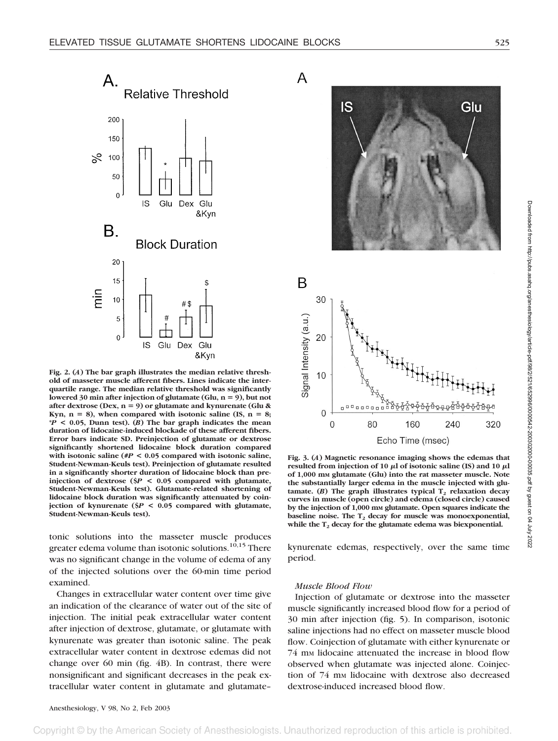**Fig. 2.** (*A*) The bar graph illustrates the median relative threshold of masseter muscle afferent fibers. Lines indicate the interquartile range. The median relative threshold was significantly lowered 30 min after injection of glutamate (Glu, n = 9), but not after dextrose (Dex, n = 9) or glutamate and kynurenate (Glu & Kyn, n = 8), when compared with isotonic saline (IS, n = 8; \*$P < 0.05$, Dunn test). (*B*) The bar graph indicates the mean duration of lidocaine-induced blockade of these afferent fibers. Error bars indicate SD. Preinjection of glutamate or dextrose significantly shortened lidocaine block duration compared with isotonic saline (#$P < 0.05$ compared with isotonic saline, Student-Newman-Keuls test). Preinjection of glutamate resulted in a significantly shorter duration of lidocaine block than preinjection of dextrose ($\$P < 0.05$ compared with glutamate, Student-Newman-Keuls test). Glutamate-related shortening of lidocaine block duration was significantly attenuated by coinjection of kynurenate ($\$P < 0.05$ compared with glutamate, Student-Newman-Keuls test).

**Fig. 3.** (*A*) Magnetic resonance imaging shows the edemas that resulted from injection of 10 μl of isotonic saline (IS) and 10 μl of 1,000 mM glutamate (Glu) into the rat masseter muscle. Note the substantially larger edema in the muscle injected with glutamate. (*B*) The graph illustrates typical $T_2$ relaxation decay curves in muscle (open circle) and edema (closed circle) caused by the injection of 1,000 mM glutamate. Open squares indicate the baseline noise. The $T_2$ decay for muscle was monoexponential, while the $T_2$ decay for the glutamate edema was biexponential.

tonic solutions into the masseter muscle produces greater edema volume than isotonic solutions.[10,15] There was no significant change in the volume of edema of any of the injected solutions over the 60-min time period examined.

Changes in extracellular water content over time give an indication of the clearance of water out of the site of injection. The initial peak extracellular water content after injection of dextrose, glutamate, or glutamate with kynurenate was greater than isotonic saline. The peak extracellular water content in dextrose edemas did not change over 60 min (fig. 4B). In contrast, there were nonsignificant and significant decreases in the peak extracellular water content in glutamate and glutamate–kynurenate edemas, respectively, over the same time period.

### *Muscle Blood Flow*

Injection of glutamate or dextrose into the masseter muscle significantly increased blood flow for a period of 30 min after injection (fig. 5). In comparison, isotonic saline injections had no effect on masseter muscle blood flow. Coinjection of glutamate with either kynurenate or 74 mM lidocaine attenuated the increase in blood flow observed when glutamate was injected alone. Coinjection of 74 mM lidocaine with dextrose also decreased dextrose-induced increased blood flow.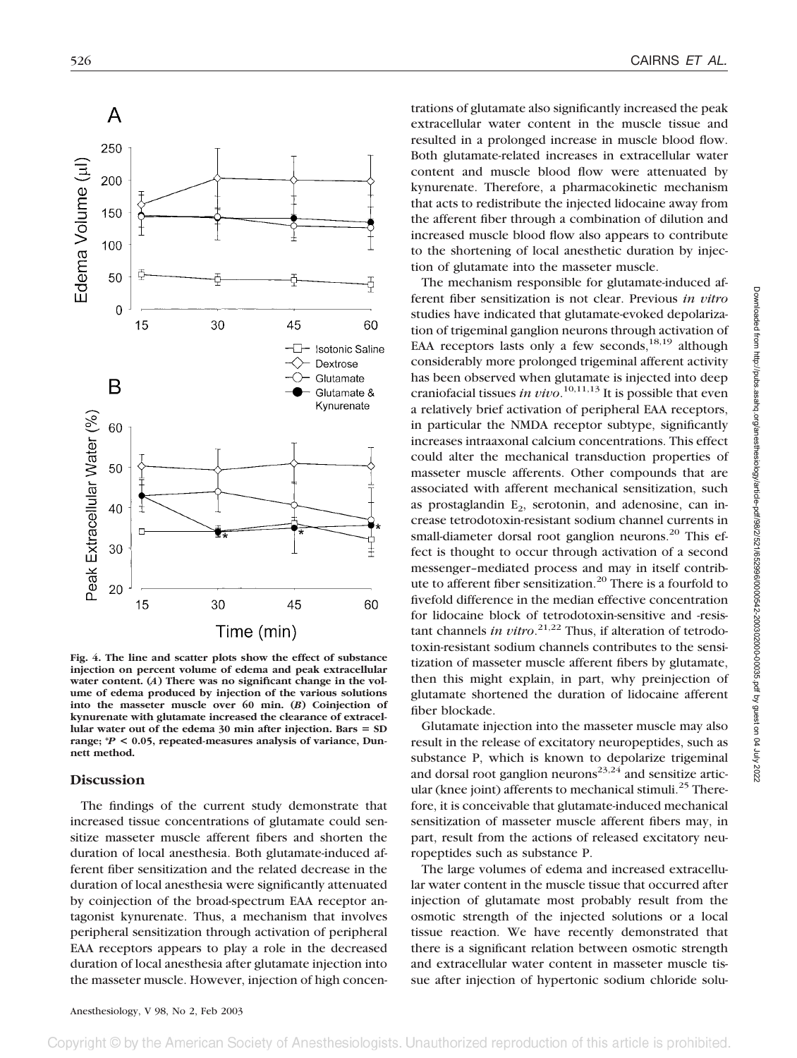**Fig. 4. The line and scatter plots show the effect of substance injection on percent volume of edema and peak extracellular water content. (*A*) There was no significant change in the volume of edema produced by injection of the various solutions into the masseter muscle over 60 min. (*B*) Coinjection of kynurenate with glutamate increased the clearance of extracellular water out of the edema 30 min after injection. Bars = SD range; *$P < 0.05$, repeated-measures analysis of variance, Dunnett method.**

## Discussion

The findings of the current study demonstrate that increased tissue concentrations of glutamate could sensitize masseter muscle afferent fibers and shorten the duration of local anesthesia. Both glutamate-induced afferent fiber sensitization and the related decrease in the duration of local anesthesia were significantly attenuated by coinjection of the broad-spectrum EAA receptor antagonist kynurenate. Thus, a mechanism that involves peripheral sensitization through activation of peripheral EAA receptors appears to play a role in the decreased duration of local anesthesia after glutamate injection into the masseter muscle. However, injection of high concentrations of glutamate also significantly increased the peak extracellular water content in the muscle tissue and resulted in a prolonged increase in muscle blood flow. Both glutamate-related increases in extracellular water content and muscle blood flow were attenuated by kynurenate. Therefore, a pharmacokinetic mechanism that acts to redistribute the injected lidocaine away from the afferent fiber through a combination of dilution and increased muscle blood flow also appears to contribute to the shortening of local anesthetic duration by injection of glutamate into the masseter muscle.

The mechanism responsible for glutamate-induced afferent fiber sensitization is not clear. Previous *in vitro* studies have indicated that glutamate-evoked depolarization of trigeminal ganglion neurons through activation of EAA receptors lasts only a few seconds,[18,19] although considerably more prolonged trigeminal afferent activity has been observed when glutamate is injected into deep craniofacial tissues *in vivo*.[10,11,13] It is possible that even a relatively brief activation of peripheral EAA receptors, in particular the NMDA receptor subtype, significantly increases intraaxonal calcium concentrations. This effect could alter the mechanical transduction properties of masseter muscle afferents. Other compounds that are associated with afferent mechanical sensitization, such as prostaglandin $E_2$, serotonin, and adenosine, can increase tetrodotoxin-resistant sodium channel currents in small-diameter dorsal root ganglion neurons.[20] This effect is thought to occur through activation of a second messenger–mediated process and may in itself contribute to afferent fiber sensitization.[20] There is a fourfold to fivefold difference in the median effective concentration for lidocaine block of tetrodotoxin-sensitive and -resistant channels *in vitro*.[21,22] Thus, if alteration of tetrodotoxin-resistant sodium channels contributes to the sensitization of masseter muscle afferent fibers by glutamate, then this might explain, in part, why preinjection of glutamate shortened the duration of lidocaine afferent fiber blockade.

Glutamate injection into the masseter muscle may also result in the release of excitatory neuropeptides, such as substance P, which is known to depolarize trigeminal and dorsal root ganglion neurons[23,24] and sensitize articular (knee joint) afferents to mechanical stimuli.[25] Therefore, it is conceivable that glutamate-induced mechanical sensitization of masseter muscle afferent fibers may, in part, result from the actions of released excitatory neuropeptides such as substance P.

The large volumes of edema and increased extracellular water content in the muscle tissue that occurred after injection of glutamate most probably result from the osmotic strength of the injected solutions or a local tissue reaction. We have recently demonstrated that there is a significant relation between osmotic strength and extracellular water content in masseter muscle tissue after injection of hypertonic sodium chloride solu-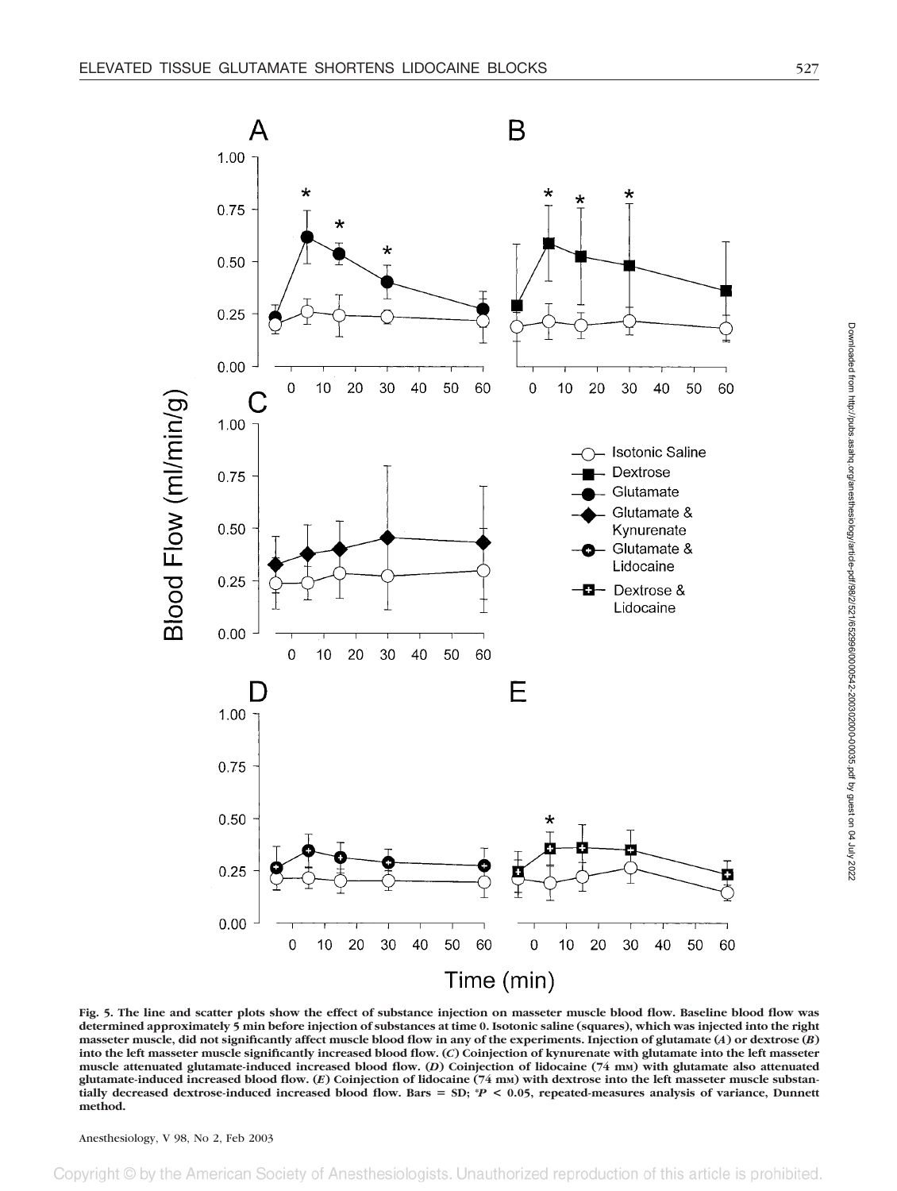Fig. 5. The line and scatter plots show the effect of substance injection on masseter muscle blood flow. Baseline blood flow was determined approximately 5 min before injection of substances at time 0. Isotonic saline (squares), which was injected into the right masseter muscle, did not significantly affect muscle blood flow in any of the experiments. Injection of glutamate (*A*) or dextrose (*B*) into the left masseter muscle significantly increased blood flow. (*C*) Coinjection of kynurenate with glutamate into the left masseter muscle attenuated glutamate-induced increased blood flow. (*D*) Coinjection of lidocaine (74 mM) with glutamate also attenuated glutamate-induced increased blood flow. (*E*) Coinjection of lidocaine (74 mM) with dextrose into the left masseter muscle substantially decreased dextrose-induced increased blood flow. Bars = SD; *$P < 0.05$, repeated-measures analysis of variance, Dunnett method.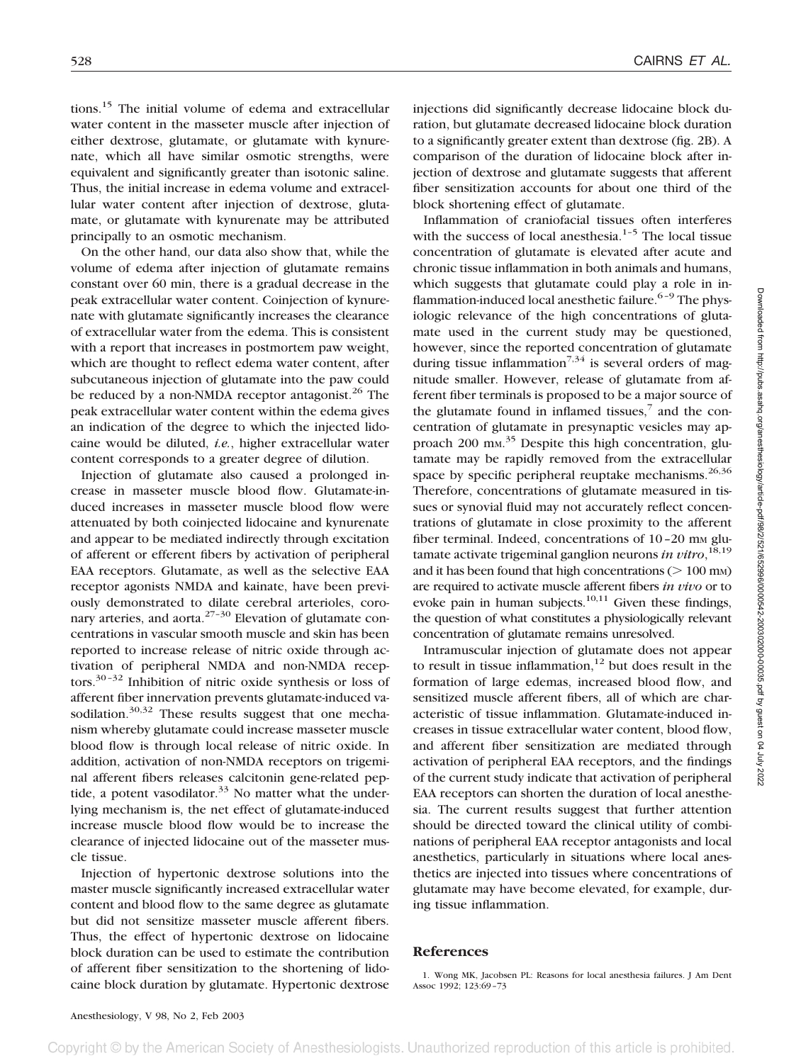tions.[15] The initial volume of edema and extracellular water content in the masseter muscle after injection of either dextrose, glutamate, or glutamate with kynurenate, which all have similar osmotic strengths, were equivalent and significantly greater than isotonic saline. Thus, the initial increase in edema volume and extracellular water content after injection of dextrose, glutamate, or glutamate with kynurenate may be attributed principally to an osmotic mechanism.

On the other hand, our data also show that, while the volume of edema after injection of glutamate remains constant over 60 min, there is a gradual decrease in the peak extracellular water content. Coinjection of kynurenate with glutamate significantly increases the clearance of extracellular water from the edema. This is consistent with a report that increases in postmortem paw weight, which are thought to reflect edema water content, after subcutaneous injection of glutamate into the paw could be reduced by a non-NMDA receptor antagonist.[26] The peak extracellular water content within the edema gives an indication of the degree to which the injected lidocaine would be diluted, *i.e.*, higher extracellular water content corresponds to a greater degree of dilution.

Injection of glutamate also caused a prolonged increase in masseter muscle blood flow. Glutamate-induced increases in masseter muscle blood flow were attenuated by both coinjected lidocaine and kynurenate and appear to be mediated indirectly through excitation of afferent or efferent fibers by activation of peripheral EAA receptors. Glutamate, as well as the selective EAA receptor agonists NMDA and kainate, have been previously demonstrated to dilate cerebral arterioles, coronary arteries, and aorta.[27–30] Elevation of glutamate concentrations in vascular smooth muscle and skin has been reported to increase release of nitric oxide through activation of peripheral NMDA and non-NMDA receptors.[30–32] Inhibition of nitric oxide synthesis or loss of afferent fiber innervation prevents glutamate-induced vasodilation.[30,32] These results suggest that one mechanism whereby glutamate could increase masseter muscle blood flow is through local release of nitric oxide. In addition, activation of non-NMDA receptors on trigeminal afferent fibers releases calcitonin gene-related peptide, a potent vasodilator.[33] No matter what the underlying mechanism is, the net effect of glutamate-induced increase muscle blood flow would be to increase the clearance of injected lidocaine out of the masseter muscle tissue.

Injection of hypertonic dextrose solutions into the master muscle significantly increased extracellular water content and blood flow to the same degree as glutamate but did not sensitize masseter muscle afferent fibers. Thus, the effect of hypertonic dextrose on lidocaine block duration can be used to estimate the contribution of afferent fiber sensitization to the shortening of lidocaine block duration by glutamate. Hypertonic dextrose injections did significantly decrease lidocaine block duration, but glutamate decreased lidocaine block duration to a significantly greater extent than dextrose (fig. 2B). A comparison of the duration of lidocaine block after injection of dextrose and glutamate suggests that afferent fiber sensitization accounts for about one third of the block shortening effect of glutamate.

Inflammation of craniofacial tissues often interferes with the success of local anesthesia.[1–5] The local tissue concentration of glutamate is elevated after acute and chronic tissue inflammation in both animals and humans, which suggests that glutamate could play a role in inflammation-induced local anesthetic failure.[6–9] The physiologic relevance of the high concentrations of glutamate used in the current study may be questioned, however, since the reported concentration of glutamate during tissue inflammation[7,34] is several orders of magnitude smaller. However, release of glutamate from afferent fiber terminals is proposed to be a major source of the glutamate found in inflamed tissues,[7] and the concentration of glutamate in presynaptic vesicles may approach 200 mM.[35] Despite this high concentration, glutamate may be rapidly removed from the extracellular space by specific peripheral reuptake mechanisms.[26,36] Therefore, concentrations of glutamate measured in tissues or synovial fluid may not accurately reflect concentrations of glutamate in close proximity to the afferent fiber terminal. Indeed, concentrations of 10–20 mM glutamate activate trigeminal ganglion neurons *in vitro*,[18,19] and it has been found that high concentrations ($> 100$ mM) are required to activate muscle afferent fibers *in vivo* or to evoke pain in human subjects.[10,11] Given these findings, the question of what constitutes a physiologically relevant concentration of glutamate remains unresolved.

Intramuscular injection of glutamate does not appear to result in tissue inflammation,[12] but does result in the formation of large edemas, increased blood flow, and sensitized muscle afferent fibers, all of which are characteristic of tissue inflammation. Glutamate-induced increases in tissue extracellular water content, blood flow, and afferent fiber sensitization are mediated through activation of peripheral EAA receptors, and the findings of the current study indicate that activation of peripheral EAA receptors can shorten the duration of local anesthesia. The current results suggest that further attention should be directed toward the clinical utility of combinations of peripheral EAA receptor antagonists and local anesthetics, particularly in situations where local anesthetics are injected into tissues where concentrations of glutamate may have become elevated, for example, during tissue inflammation.

## References

1. Wong MK, Jacobsen PL: Reasons for local anesthesia failures. J Am Dent Assoc 1992; 123:69–73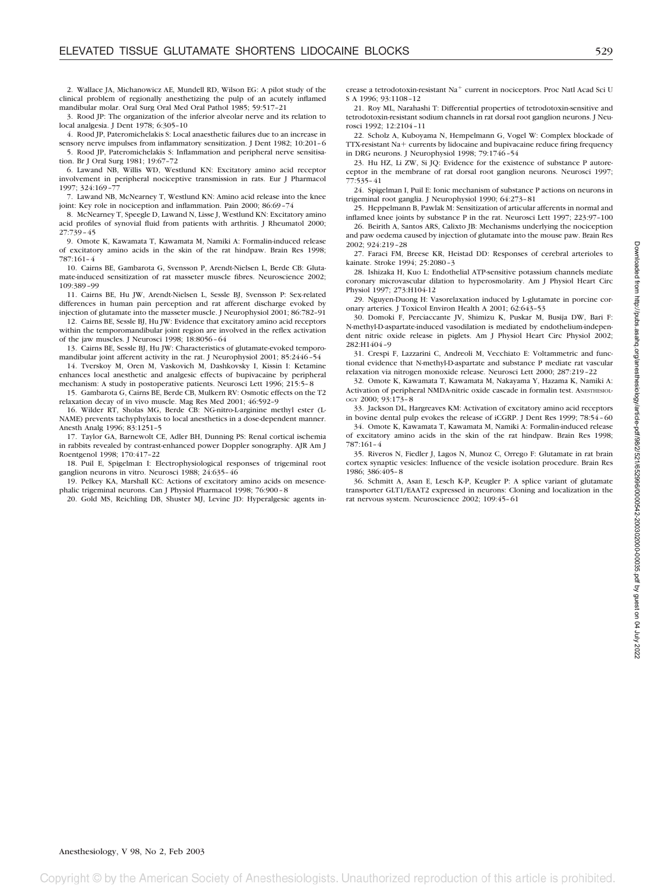2. Wallace JA, Michanowicz AE, Mundell RD, Wilson EG: A pilot study of the clinical problem of regionally anesthetizing the pulp of an acutely inflamed mandibular molar. Oral Surg Oral Med Oral Pathol 1985; 59:517–21

3. Rood JP: The organization of the inferior alveolar nerve and its relation to local analgesia. J Dent 1978; 6:305–10

4. Rood JP, Pateromichelakis S: Local anaesthetic failures due to an increase in sensory nerve impulses from inflammatory sensitization. J Dent 1982; 10:201–6

5. Rood JP, Pateromichelakis S: Inflammation and peripheral nerve sensitisation. Br J Oral Surg 1981; 19:67–72

6. Lawand NB, Willis WD, Westlund KN: Excitatory amino acid receptor involvement in peripheral nociceptive transmission in rats. Eur J Pharmacol 1997; 324:169–77

7. Lawand NB, McNearney T, Westlund KN: Amino acid release into the knee joint: Key role in nociception and inflammation. Pain 2000; 86:69–74

8. McNearney T, Speegle D, Lawand N, Lisse J, Westlund KN: Excitatory amino acid profiles of synovial fluid from patients with arthritis. J Rheumatol 2000; 27:739–45

9. Omote K, Kawamata T, Kawamata M, Namiki A: Formalin-induced release of excitatory amino acids in the skin of the rat hindpaw. Brain Res 1998; 787:161–4

10. Cairns BE, Gambarota G, Svensson P, Arendt-Nielsen L, Berde CB: Glutamate-induced sensitization of rat masseter muscle fibres. Neuroscience 2002; 109:389–99

11. Cairns BE, Hu JW, Arendt-Nielsen L, Sessle BJ, Svensson P: Sex-related differences in human pain perception and rat afferent discharge evoked by injection of glutamate into the masseter muscle. J Neurophysiol 2001; 86:782–91

12. Cairns BE, Sessle BJ, Hu JW: Evidence that excitatory amino acid receptors within the temporomandibular joint region are involved in the reflex activation of the jaw muscles. J Neurosci 1998; 18:8056–64

13. Cairns BE, Sessle BJ, Hu JW: Characteristics of glutamate-evoked temporomandibular joint afferent activity in the rat. J Neurophysiol 2001; 85:2446–54

14. Tverskoy M, Oren M, Vaskovich M, Dashkovsky I, Kissin I: Ketamine enhances local anesthetic and analgesic effects of bupivacaine by peripheral mechanism: A study in postoperative patients. Neurosci Lett 1996; 215:5–8

15. Gambarota G, Cairns BE, Berde CB, Mulkern RV: Osmotic effects on the T2 relaxation decay of in vivo muscle. Mag Res Med 2001; 46:592–9

16. Wilder RT, Sholas MG, Berde CB: NG-nitro-L-arginine methyl ester (L-NAME) prevents tachyphylaxis to local anesthetics in a dose-dependent manner. Anesth Analg 1996; 83:1251–5

17. Taylor GA, Barnewolt CE, Adler BH, Dunning PS: Renal cortical ischemia in rabbits revealed by contrast-enhanced power Doppler sonography. AJR Am J Roentgenol 1998; 170:417–22

18. Puil E, Spigelman I: Electrophysiological responses of trigeminal root ganglion neurons in vitro. Neurosci 1988; 24:635–46

19. Pelkey KA, Marshall KC: Actions of excitatory amino acids on mesencephalic trigeminal neurons. Can J Physiol Pharmacol 1998; 76:900–8

20. Gold MS, Reichling DB, Shuster MJ, Levine JD: Hyperalgesic agents increase a tetrodotoxin-resistant $Na^+$ current in nociceptors. Proc Natl Acad Sci U S A 1996; 93:1108–12

21. Roy ML, Narahashi T: Differential properties of tetrodotoxin-sensitive and tetrodotoxin-resistant sodium channels in rat dorsal root ganglion neurons. J Neurosci 1992; 12:2104–11

22. Scholz A, Kuboyama N, Hempelmann G, Vogel W: Complex blockade of TTX-resistant $Na^+$ currents by lidocaine and bupivacaine reduce firing frequency in DRG neurons. J Neurophysiol 1998; 79:1746–54

23. Hu HZ, Li ZW, Si JQ: Evidence for the existence of substance P autoreceptor in the membrane of rat dorsal root ganglion neurons. Neurosci 1997; 77:535–41

24. Spigelman I, Puil E: Ionic mechanism of substance P actions on neurons in trigeminal root ganglia. J Neurophysiol 1990; 64:273–81

25. Heppelmann B, Pawlak M: Sensitization of articular afferents in normal and inflamed knee joints by substance P in the rat. Neurosci Lett 1997; 223:97–100

26. Beirith A, Santos ARS, Calixto JB: Mechanisms underlying the nociception and paw oedema caused by injection of glutamate into the mouse paw. Brain Res 2002; 924:219–28

27. Faraci FM, Breese KR, Heistad DD: Responses of cerebral arterioles to kainate. Stroke 1994; 25:2080–3

28. Ishizaka H, Kuo L: Endothelial ATP-sensitive potassium channels mediate coronary microvascular dilation to hyperosmolarity. Am J Physiol Heart Circ Physiol 1997; 273:H104-12

29. Nguyen-Duong H: Vasorelaxation induced by L-glutamate in porcine coronary arteries. J Toxicol Environ Health A 2001; 62:643–53

30. Domoki F, Perciaccante JV, Shimizu K, Puskar M, Busija DW, Bari F: N-methyl-D-aspartate-induced vasodilation is mediated by endothelium-independent nitric oxide release in piglets. Am J Physiol Heart Circ Physiol 2002; 282:H1404–9

31. Crespi F, Lazzarini C, Andreoli M, Vecchiato E: Voltammetric and functional evidence that N-methyl-D-aspartate and substance P mediate rat vascular relaxation via nitrogen monoxide release. Neurosci Lett 2000; 287:219–22

32. Omote K, Kawamata T, Kawamata M, Nakayama Y, Hazama K, Namiki A: Activation of peripheral NMDA-nitric oxide cascade in formalin test. Anesthesiology 2000; 93:173–8

33. Jackson DL, Hargreaves KM: Activation of excitatory amino acid receptors in bovine dental pulp evokes the release of iCGRP. J Dent Res 1999; 78:54–60

34. Omote K, Kawamata T, Kawamata M, Namiki A: Formalin-induced release of excitatory amino acids in the skin of the rat hindpaw. Brain Res 1998; 787:161–4

35. Riveros N, Fiedler J, Lagos N, Munoz C, Orrego F: Glutamate in rat brain cortex synaptic vesicles: Influence of the vesicle isolation procedure. Brain Res 1986; 386:405–8

36. Schmitt A, Asan E, Lesch K-P, Keugler P: A splice variant of glutamate transporter GLT1/EAAT2 expressed in neurons: Cloning and localization in the rat nervous system. Neuroscience 2002; 109:45–61